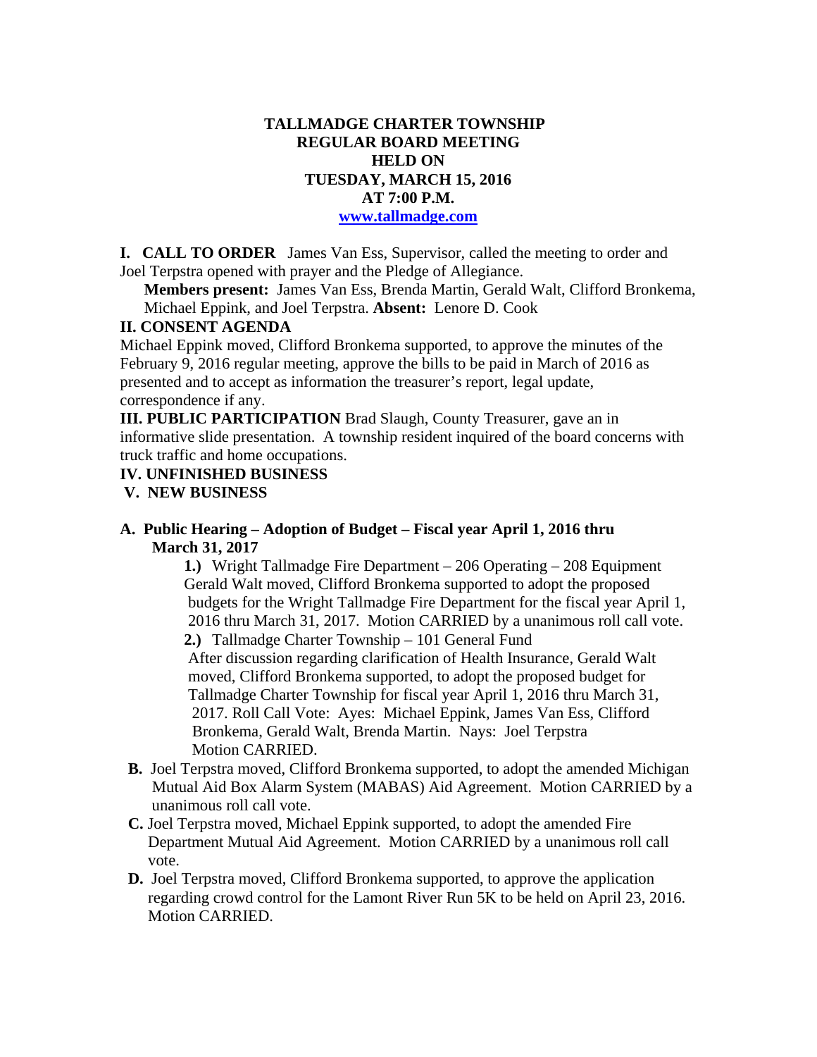**TALLMADGE CHARTER TOWNSHIP**
**REGULAR BOARD MEETING**
**HELD ON**
**TUESDAY, MARCH 15, 2016**
**AT 7:00 P.M.**
**www.tallmadge.com**

**I. CALL TO ORDER** James Van Ess, Supervisor, called the meeting to order and Joel Terpstra opened with prayer and the Pledge of Allegiance.

**Members present:** James Van Ess, Brenda Martin, Gerald Walt, Clifford Bronkema, Michael Eppink, and Joel Terpstra. **Absent:** Lenore D. Cook

**II. CONSENT AGENDA**

Michael Eppink moved, Clifford Bronkema supported, to approve the minutes of the February 9, 2016 regular meeting, approve the bills to be paid in March of 2016 as presented and to accept as information the treasurer's report, legal update, correspondence if any.

**III. PUBLIC PARTICIPATION** Brad Slaugh, County Treasurer, gave an in informative slide presentation. A township resident inquired of the board concerns with truck traffic and home occupations.

**IV. UNFINISHED BUSINESS**

**V. NEW BUSINESS**

**A. Public Hearing – Adoption of Budget – Fiscal year April 1, 2016 thru March 31, 2017**

**1.)** Wright Tallmadge Fire Department – 206 Operating – 208 Equipment
Gerald Walt moved, Clifford Bronkema supported to adopt the proposed budgets for the Wright Tallmadge Fire Department for the fiscal year April 1, 2016 thru March 31, 2017. Motion CARRIED by a unanimous roll call vote.

**2.)** Tallmadge Charter Township – 101 General Fund
After discussion regarding clarification of Health Insurance, Gerald Walt moved, Clifford Bronkema supported, to adopt the proposed budget for Tallmadge Charter Township for fiscal year April 1, 2016 thru March 31, 2017. Roll Call Vote: Ayes: Michael Eppink, James Van Ess, Clifford Bronkema, Gerald Walt, Brenda Martin. Nays: Joel Terpstra
Motion CARRIED.

**B.** Joel Terpstra moved, Clifford Bronkema supported, to adopt the amended Michigan Mutual Aid Box Alarm System (MABAS) Aid Agreement. Motion CARRIED by a unanimous roll call vote.

**C.** Joel Terpstra moved, Michael Eppink supported, to adopt the amended Fire Department Mutual Aid Agreement. Motion CARRIED by a unanimous roll call vote.

**D.** Joel Terpstra moved, Clifford Bronkema supported, to approve the application regarding crowd control for the Lamont River Run 5K to be held on April 23, 2016. Motion CARRIED.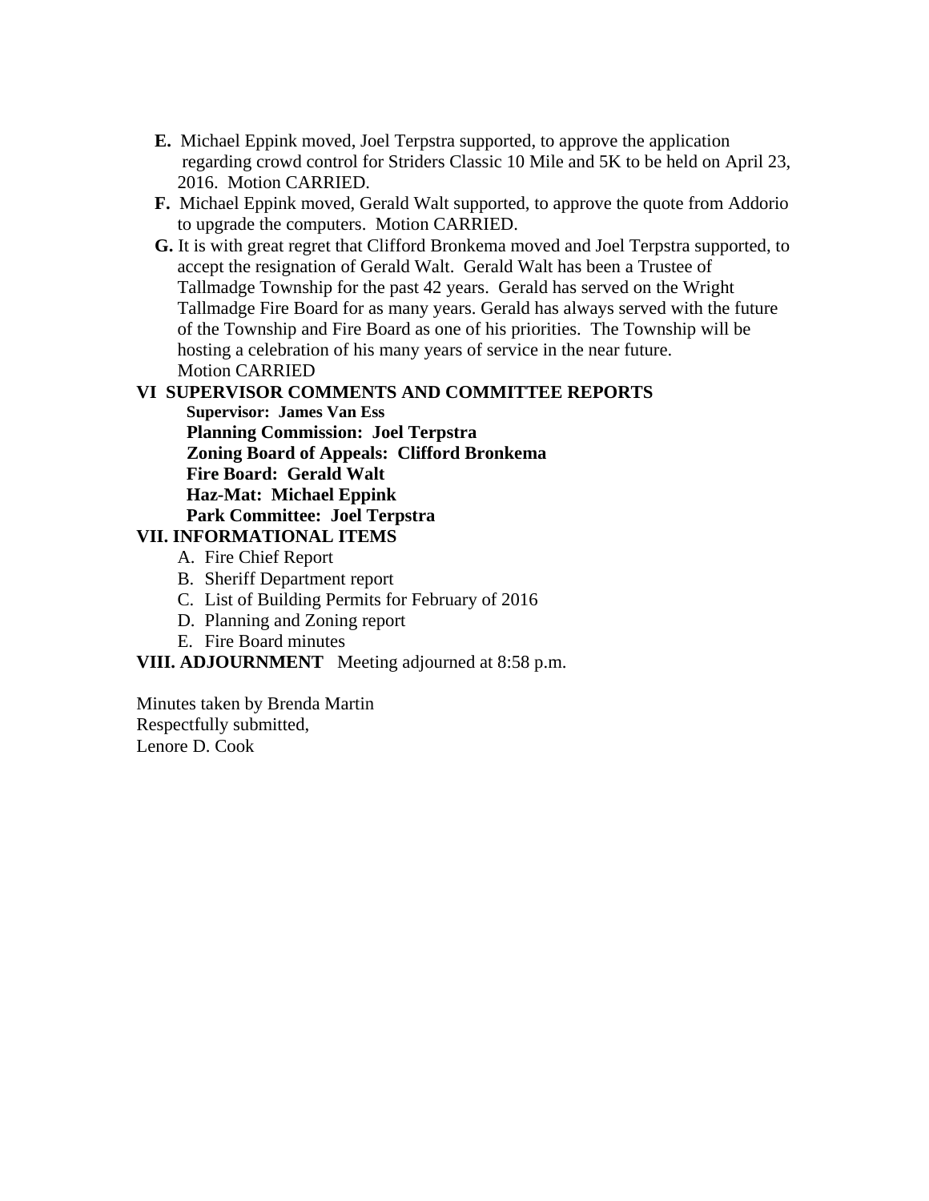**E.** Michael Eppink moved, Joel Terpstra supported, to approve the application regarding crowd control for Striders Classic 10 Mile and 5K to be held on April 23, 2016. Motion CARRIED.

**F.** Michael Eppink moved, Gerald Walt supported, to approve the quote from Addorio to upgrade the computers. Motion CARRIED.

**G.** It is with great regret that Clifford Bronkema moved and Joel Terpstra supported, to accept the resignation of Gerald Walt. Gerald Walt has been a Trustee of Tallmadge Township for the past 42 years. Gerald has served on the Wright Tallmadge Fire Board for as many years. Gerald has always served with the future of the Township and Fire Board as one of his priorities. The Township will be hosting a celebration of his many years of service in the near future.
Motion CARRIED

**VI SUPERVISOR COMMENTS AND COMMITTEE REPORTS**

**Supervisor: James Van Ess**
**Planning Commission: Joel Terpstra**
**Zoning Board of Appeals: Clifford Bronkema**
**Fire Board: Gerald Walt**
**Haz-Mat: Michael Eppink**
**Park Committee: Joel Terpstra**

**VII. INFORMATIONAL ITEMS**

A. Fire Chief Report
B. Sheriff Department report
C. List of Building Permits for February of 2016
D. Planning and Zoning report
E. Fire Board minutes

**VIII. ADJOURNMENT** Meeting adjourned at 8:58 p.m.

Minutes taken by Brenda Martin
Respectfully submitted,
Lenore D. Cook